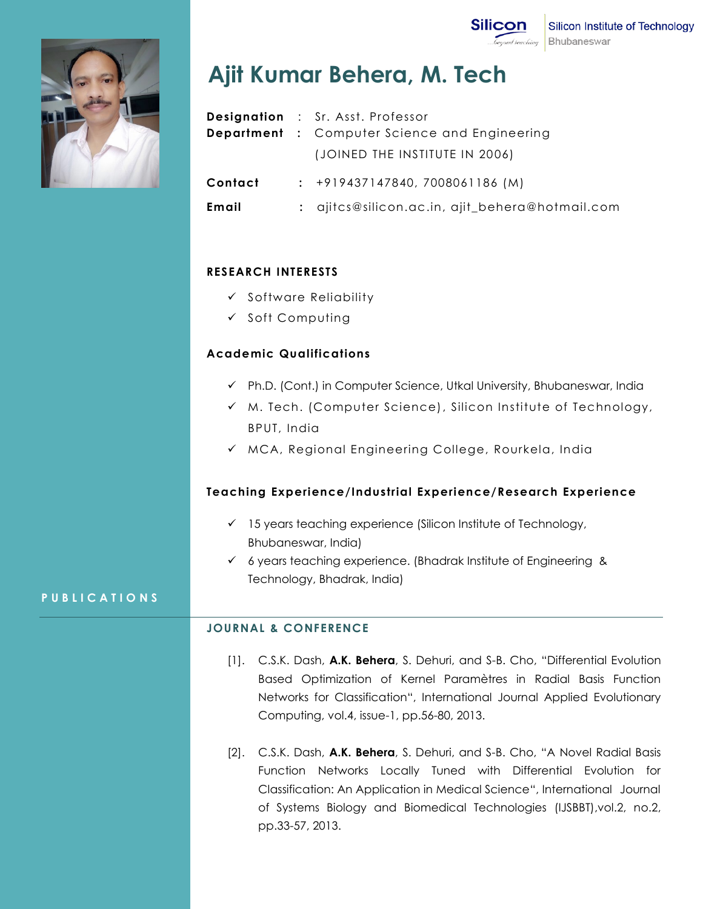Silicon Institute of Technology
Bhubaneswar

# Ajit Kumar Behera, M. Tech

**Designation** : Sr. Asst. Professor
**Department** : Computer Science and Engineering
(JOINED THE INSTITUTE IN 2006)

**Contact** : +919437147840, 7008061186 (M)

**Email** : ajitcs@silicon.ac.in, ajit_behera@hotmail.com

## RESEARCH INTERESTS

- ✓ Software Reliability
- ✓ Soft Computing

## Academic Qualifications

- ✓ Ph.D. (Cont.) in Computer Science, Utkal University, Bhubaneswar, India
- ✓ M. Tech. (Computer Science), Silicon Institute of Technology, BPUT, India
- ✓ MCA, Regional Engineering College, Rourkela, India

## Teaching Experience/Industrial Experience/Research Experience

- ✓ 15 years teaching experience (Silicon Institute of Technology, Bhubaneswar, India)
- ✓ 6 years teaching experience. (Bhadrak Institute of Engineering & Technology, Bhadrak, India)

## PUBLICATIONS

### JOURNAL & CONFERENCE

[1]. C.S.K. Dash, **A.K. Behera**, S. Dehuri, and S-B. Cho, "Differential Evolution Based Optimization of Kernel Paramètres in Radial Basis Function Networks for Classification", International Journal Applied Evolutionary Computing, vol.4, issue-1, pp.56-80, 2013.

[2]. C.S.K. Dash, **A.K. Behera**, S. Dehuri, and S-B. Cho, "A Novel Radial Basis Function Networks Locally Tuned with Differential Evolution for Classification: An Application in Medical Science", International Journal of Systems Biology and Biomedical Technologies (IJSBBT),vol.2, no.2, pp.33-57, 2013.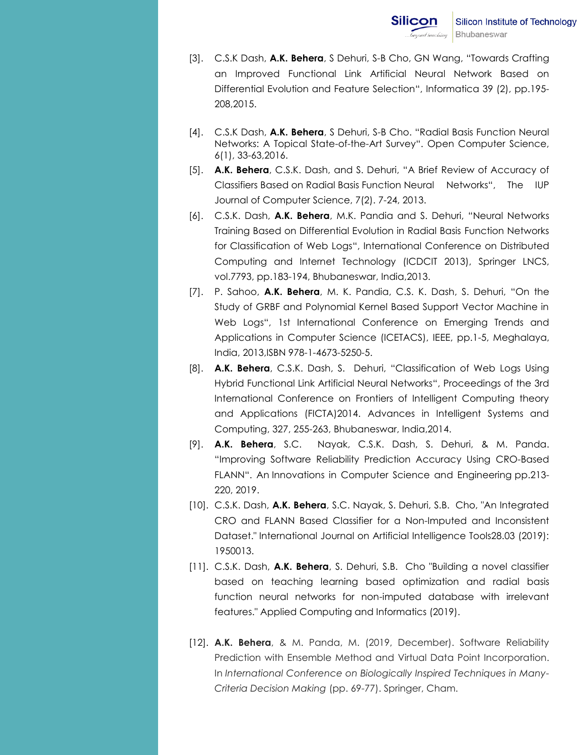[3]. C.S.K Dash, **A.K. Behera**, S Dehuri, S-B Cho, GN Wang, "Towards Crafting an Improved Functional Link Artificial Neural Network Based on Differential Evolution and Feature Selection", Informatica 39 (2), pp.195-208,2015.

[4]. C.S.K Dash, **A.K. Behera**, S Dehuri, S-B Cho. "Radial Basis Function Neural Networks: A Topical State-of-the-Art Survey". Open Computer Science, 6(1), 33-63,2016.

[5]. **A.K. Behera**, C.S.K. Dash, and S. Dehuri, "A Brief Review of Accuracy of Classifiers Based on Radial Basis Function Neural Networks", The IUP Journal of Computer Science, 7(2). 7-24, 2013.

[6]. C.S.K. Dash, **A.K. Behera**, M.K. Pandia and S. Dehuri, "Neural Networks Training Based on Differential Evolution in Radial Basis Function Networks for Classification of Web Logs", International Conference on Distributed Computing and Internet Technology (ICDCIT 2013), Springer LNCS, vol.7793, pp.183-194, Bhubaneswar, India,2013.

[7]. P. Sahoo, **A.K. Behera**, M. K. Pandia, C.S. K. Dash, S. Dehuri, "On the Study of GRBF and Polynomial Kernel Based Support Vector Machine in Web Logs", 1st International Conference on Emerging Trends and Applications in Computer Science (ICETACS), IEEE, pp.1-5, Meghalaya, India, 2013,ISBN 978-1-4673-5250-5.

[8]. **A.K. Behera**, C.S.K. Dash, S. Dehuri, "Classification of Web Logs Using Hybrid Functional Link Artificial Neural Networks", Proceedings of the 3rd International Conference on Frontiers of Intelligent Computing theory and Applications (FICTA)2014. Advances in Intelligent Systems and Computing, 327, 255-263, Bhubaneswar, India,2014.

[9]. **A.K. Behera**, S.C. Nayak, C.S.K. Dash, S. Dehuri, & M. Panda. "Improving Software Reliability Prediction Accuracy Using CRO-Based FLANN". An Innovations in Computer Science and Engineering pp.213-220, 2019.

[10]. C.S.K. Dash, **A.K. Behera**, S.C. Nayak, S. Dehuri, S.B. Cho, "An Integrated CRO and FLANN Based Classifier for a Non-Imputed and Inconsistent Dataset." International Journal on Artificial Intelligence Tools28.03 (2019): 1950013.

[11]. C.S.K. Dash, **A.K. Behera**, S. Dehuri, S.B. Cho "Building a novel classifier based on teaching learning based optimization and radial basis function neural networks for non-imputed database with irrelevant features." Applied Computing and Informatics (2019).

[12]. **A.K. Behera**, & M. Panda, M. (2019, December). Software Reliability Prediction with Ensemble Method and Virtual Data Point Incorporation. In *International Conference on Biologically Inspired Techniques in Many-Criteria Decision Making* (pp. 69-77). Springer, Cham.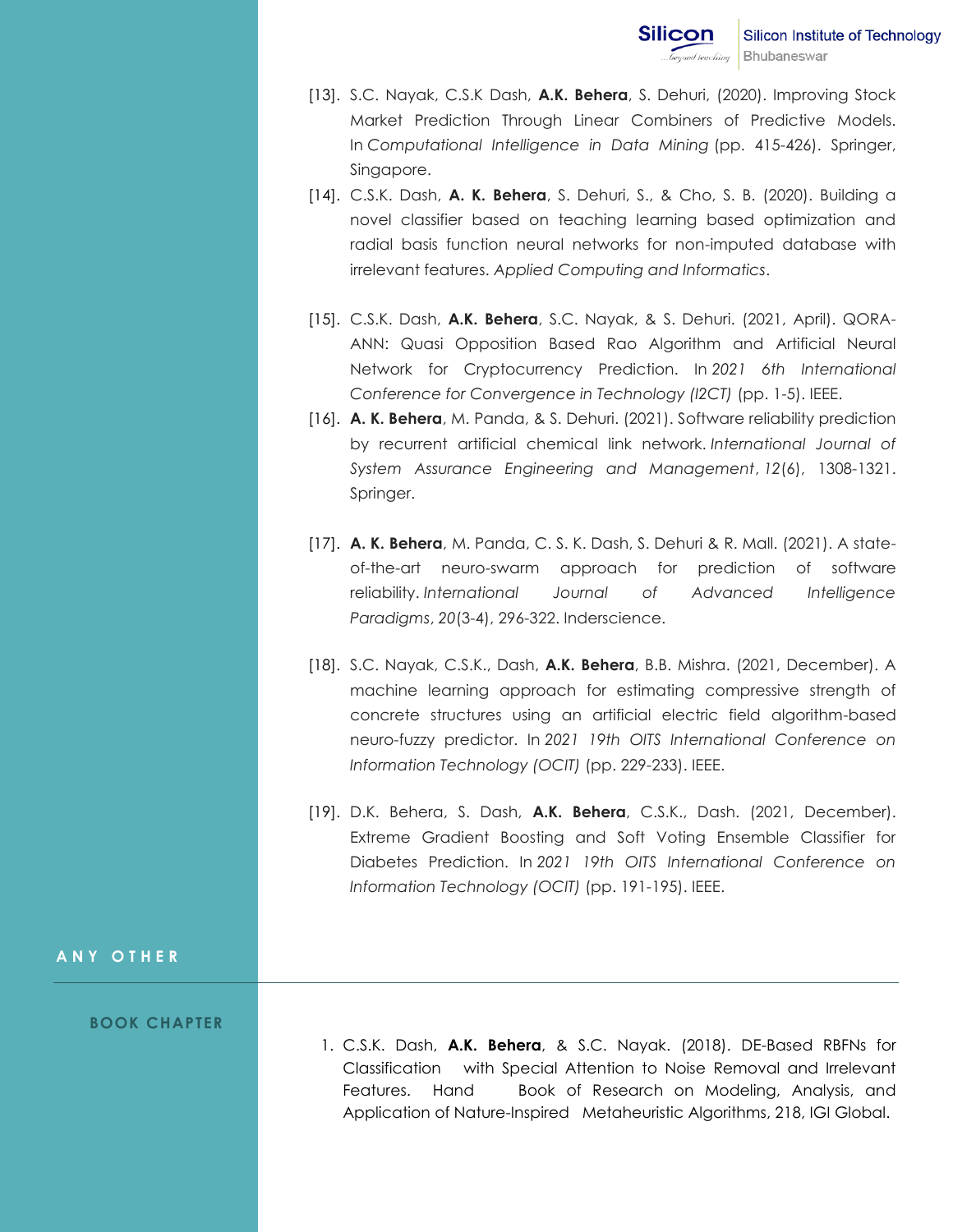[13]. S.C. Nayak, C.S.K Dash, **A.K. Behera**, S. Dehuri, (2020). Improving Stock Market Prediction Through Linear Combiners of Predictive Models. In *Computational Intelligence in Data Mining* (pp. 415-426). Springer, Singapore.

[14]. C.S.K. Dash, **A. K. Behera**, S. Dehuri, S., & Cho, S. B. (2020). Building a novel classifier based on teaching learning based optimization and radial basis function neural networks for non-imputed database with irrelevant features. *Applied Computing and Informatics*.

[15]. C.S.K. Dash, **A.K. Behera**, S.C. Nayak, & S. Dehuri. (2021, April). QORA-ANN: Quasi Opposition Based Rao Algorithm and Artificial Neural Network for Cryptocurrency Prediction. In *2021 6th International Conference for Convergence in Technology (I2CT)* (pp. 1-5). IEEE.

[16]. **A. K. Behera**, M. Panda, & S. Dehuri. (2021). Software reliability prediction by recurrent artificial chemical link network. *International Journal of System Assurance Engineering and Management*, *12*(6), 1308-1321. Springer.

[17]. **A. K. Behera**, M. Panda, C. S. K. Dash, S. Dehuri & R. Mall. (2021). A state-of-the-art neuro-swarm approach for prediction of software reliability. *International Journal of Advanced Intelligence Paradigms*, *20*(3-4), 296-322. Inderscience.

[18]. S.C. Nayak, C.S.K., Dash, **A.K. Behera**, B.B. Mishra. (2021, December). A machine learning approach for estimating compressive strength of concrete structures using an artificial electric field algorithm-based neuro-fuzzy predictor. In *2021 19th OITS International Conference on Information Technology (OCIT)* (pp. 229-233). IEEE.

[19]. D.K. Behera, S. Dash, **A.K. Behera**, C.S.K., Dash. (2021, December). Extreme Gradient Boosting and Soft Voting Ensemble Classifier for Diabetes Prediction. In *2021 19th OITS International Conference on Information Technology (OCIT)* (pp. 191-195). IEEE.

## ANY OTHER

### BOOK CHAPTER

1. C.S.K. Dash, **A.K. Behera**, & S.C. Nayak. (2018). DE-Based RBFNs for Classification with Special Attention to Noise Removal and Irrelevant Features. Hand Book of Research on Modeling, Analysis, and Application of Nature-Inspired Metaheuristic Algorithms, 218, IGI Global.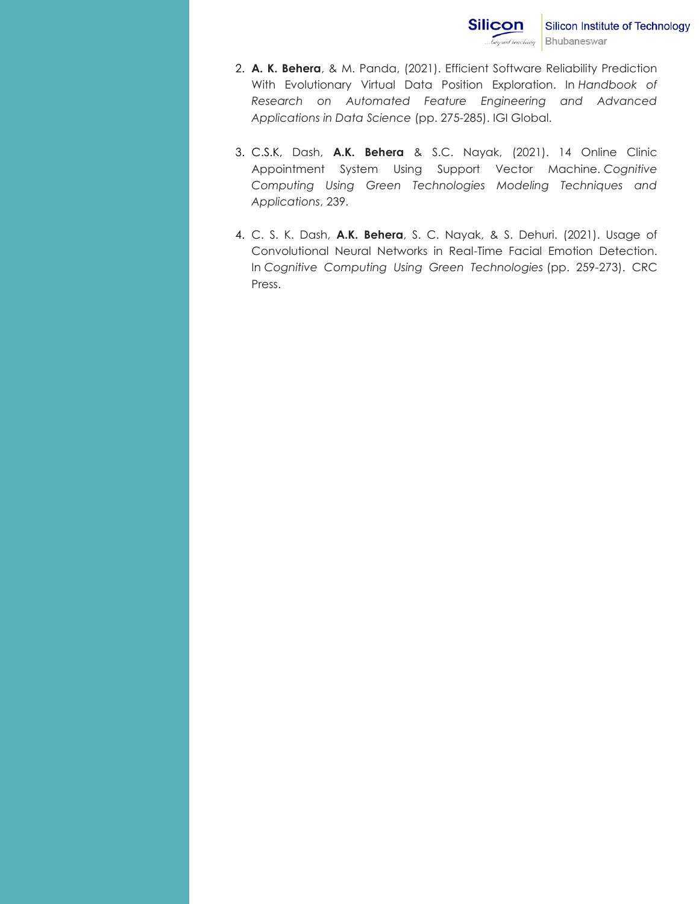2. **A. K. Behera**, & M. Panda, (2021). Efficient Software Reliability Prediction With Evolutionary Virtual Data Position Exploration. In *Handbook of Research on Automated Feature Engineering and Advanced Applications in Data Science* (pp. 275-285). IGI Global.

3. C.S.K, Dash, **A.K. Behera** & S.C. Nayak, (2021). 14 Online Clinic Appointment System Using Support Vector Machine. *Cognitive Computing Using Green Technologies Modeling Techniques and Applications*, 239.

4. C. S. K. Dash, **A.K. Behera**, S. C. Nayak, & S. Dehuri. (2021). Usage of Convolutional Neural Networks in Real-Time Facial Emotion Detection. In *Cognitive Computing Using Green Technologies* (pp. 259-273). CRC Press.